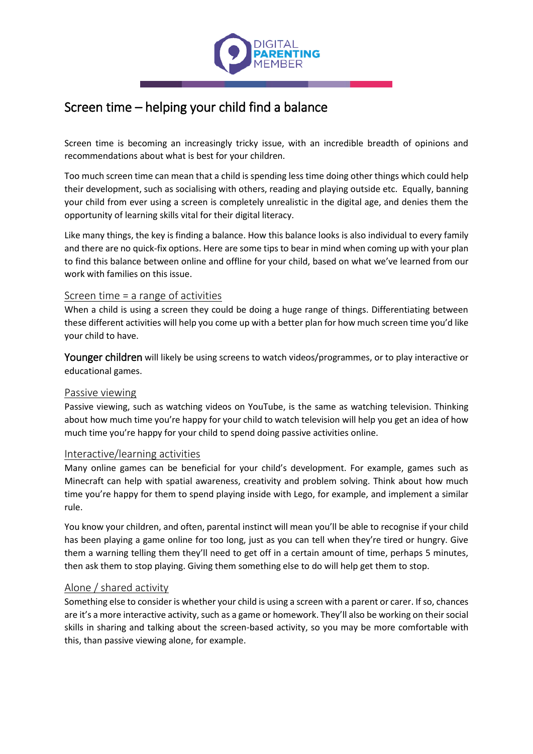# Screen time – helping your child find a balance

Screen time is becoming an increasingly tricky issue, with an incredible breadth of opinions and recommendations about what is best for your children.

Too much screen time can mean that a child is spending less time doing other things which could help their development, such as socialising with others, reading and playing outside etc. Equally, banning your child from ever using a screen is completely unrealistic in the digital age, and denies them the opportunity of learning skills vital for their digital literacy.

Like many things, the key is finding a balance. How this balance looks is also individual to every family and there are no quick-fix options. Here are some tips to bear in mind when coming up with your plan to find this balance between online and offline for your child, based on what we've learned from our work with families on this issue.

## Screen time = a range of activities

When a child is using a screen they could be doing a huge range of things. Differentiating between these different activities will help you come up with a better plan for how much screen time you'd like your child to have.

**Younger children** will likely be using screens to watch videos/programmes, or to play interactive or educational games.

## Passive viewing

Passive viewing, such as watching videos on YouTube, is the same as watching television. Thinking about how much time you're happy for your child to watch television will help you get an idea of how much time you're happy for your child to spend doing passive activities online.

## Interactive/learning activities

Many online games can be beneficial for your child's development. For example, games such as Minecraft can help with spatial awareness, creativity and problem solving. Think about how much time you're happy for them to spend playing inside with Lego, for example, and implement a similar rule.

You know your children, and often, parental instinct will mean you'll be able to recognise if your child has been playing a game online for too long, just as you can tell when they're tired or hungry. Give them a warning telling them they'll need to get off in a certain amount of time, perhaps 5 minutes, then ask them to stop playing. Giving them something else to do will help get them to stop.

## Alone / shared activity

Something else to consider is whether your child is using a screen with a parent or carer. If so, chances are it's a more interactive activity, such as a game or homework. They'll also be working on their social skills in sharing and talking about the screen-based activity, so you may be more comfortable with this, than passive viewing alone, for example.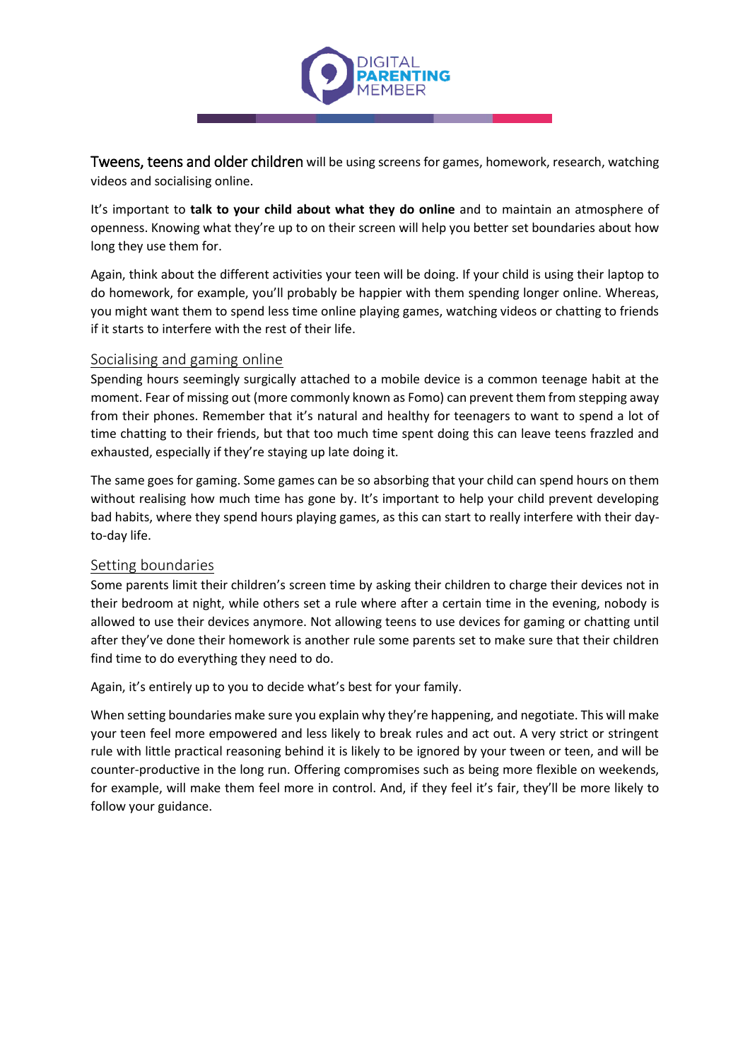Tweens, teens and older children will be using screens for games, homework, research, watching videos and socialising online.

It's important to **talk to your child about what they do online** and to maintain an atmosphere of openness. Knowing what they're up to on their screen will help you better set boundaries about how long they use them for.

Again, think about the different activities your teen will be doing. If your child is using their laptop to do homework, for example, you'll probably be happier with them spending longer online. Whereas, you might want them to spend less time online playing games, watching videos or chatting to friends if it starts to interfere with the rest of their life.

## Socialising and gaming online

Spending hours seemingly surgically attached to a mobile device is a common teenage habit at the moment. Fear of missing out (more commonly known as Fomo) can prevent them from stepping away from their phones. Remember that it's natural and healthy for teenagers to want to spend a lot of time chatting to their friends, but that too much time spent doing this can leave teens frazzled and exhausted, especially if they're staying up late doing it.

The same goes for gaming. Some games can be so absorbing that your child can spend hours on them without realising how much time has gone by. It's important to help your child prevent developing bad habits, where they spend hours playing games, as this can start to really interfere with their day-to-day life.

## Setting boundaries

Some parents limit their children's screen time by asking their children to charge their devices not in their bedroom at night, while others set a rule where after a certain time in the evening, nobody is allowed to use their devices anymore. Not allowing teens to use devices for gaming or chatting until after they've done their homework is another rule some parents set to make sure that their children find time to do everything they need to do.

Again, it's entirely up to you to decide what's best for your family.

When setting boundaries make sure you explain why they're happening, and negotiate. This will make your teen feel more empowered and less likely to break rules and act out. A very strict or stringent rule with little practical reasoning behind it is likely to be ignored by your tween or teen, and will be counter-productive in the long run. Offering compromises such as being more flexible on weekends, for example, will make them feel more in control. And, if they feel it's fair, they'll be more likely to follow your guidance.